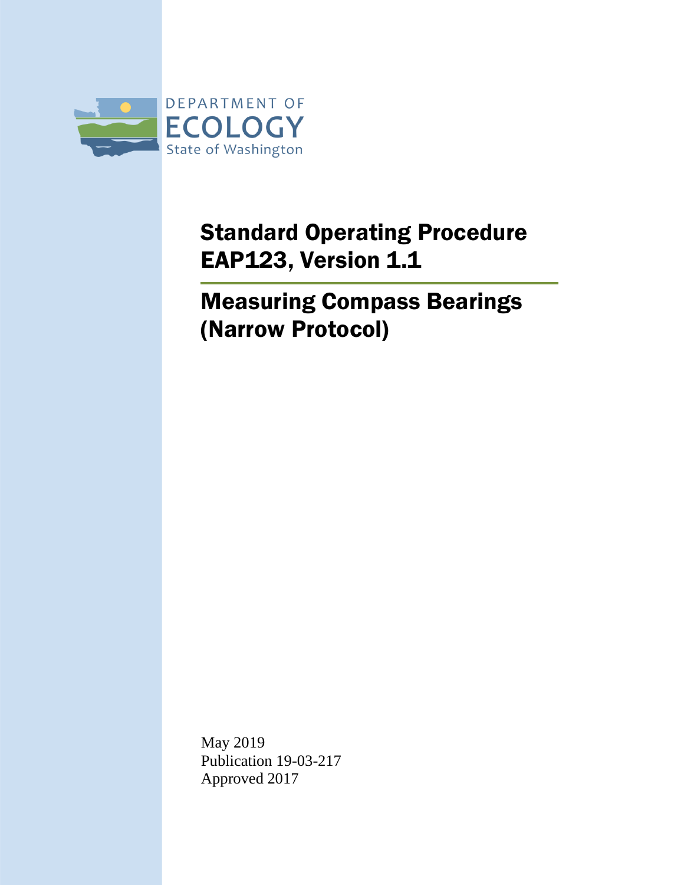DEPARTMENT OF
ECOLOGY
State of Washington

# Standard Operating Procedure EAP123, Version 1.1

# Measuring Compass Bearings (Narrow Protocol)

May 2019
Publication 19-03-217
Approved 2017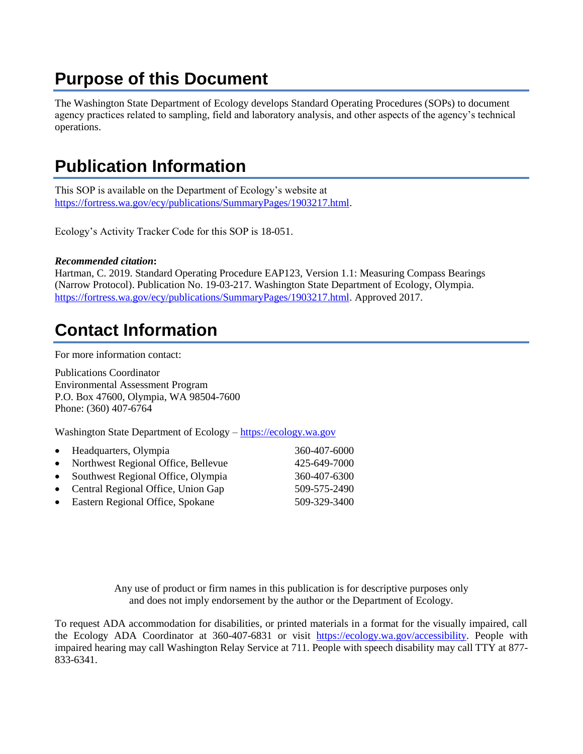# Purpose of this Document

The Washington State Department of Ecology develops Standard Operating Procedures (SOPs) to document agency practices related to sampling, field and laboratory analysis, and other aspects of the agency's technical operations.

# Publication Information

This SOP is available on the Department of Ecology's website at https://fortress.wa.gov/ecy/publications/SummaryPages/1903217.html.

Ecology's Activity Tracker Code for this SOP is 18-051.

***Recommended citation*:**
Hartman, C. 2019. Standard Operating Procedure EAP123, Version 1.1: Measuring Compass Bearings (Narrow Protocol). Publication No. 19-03-217. Washington State Department of Ecology, Olympia. https://fortress.wa.gov/ecy/publications/SummaryPages/1903217.html. Approved 2017.

# Contact Information

For more information contact:

Publications Coordinator
Environmental Assessment Program
P.O. Box 47600, Olympia, WA 98504-7600
Phone: (360) 407-6764

Washington State Department of Ecology – https://ecology.wa.gov

- Headquarters, Olympia 360-407-6000
- Northwest Regional Office, Bellevue 425-649-7000
- Southwest Regional Office, Olympia 360-407-6300
- Central Regional Office, Union Gap 509-575-2490
- Eastern Regional Office, Spokane 509-329-3400

Any use of product or firm names in this publication is for descriptive purposes only and does not imply endorsement by the author or the Department of Ecology.

To request ADA accommodation for disabilities, or printed materials in a format for the visually impaired, call the Ecology ADA Coordinator at 360-407-6831 or visit https://ecology.wa.gov/accessibility. People with impaired hearing may call Washington Relay Service at 711. People with speech disability may call TTY at 877-833-6341.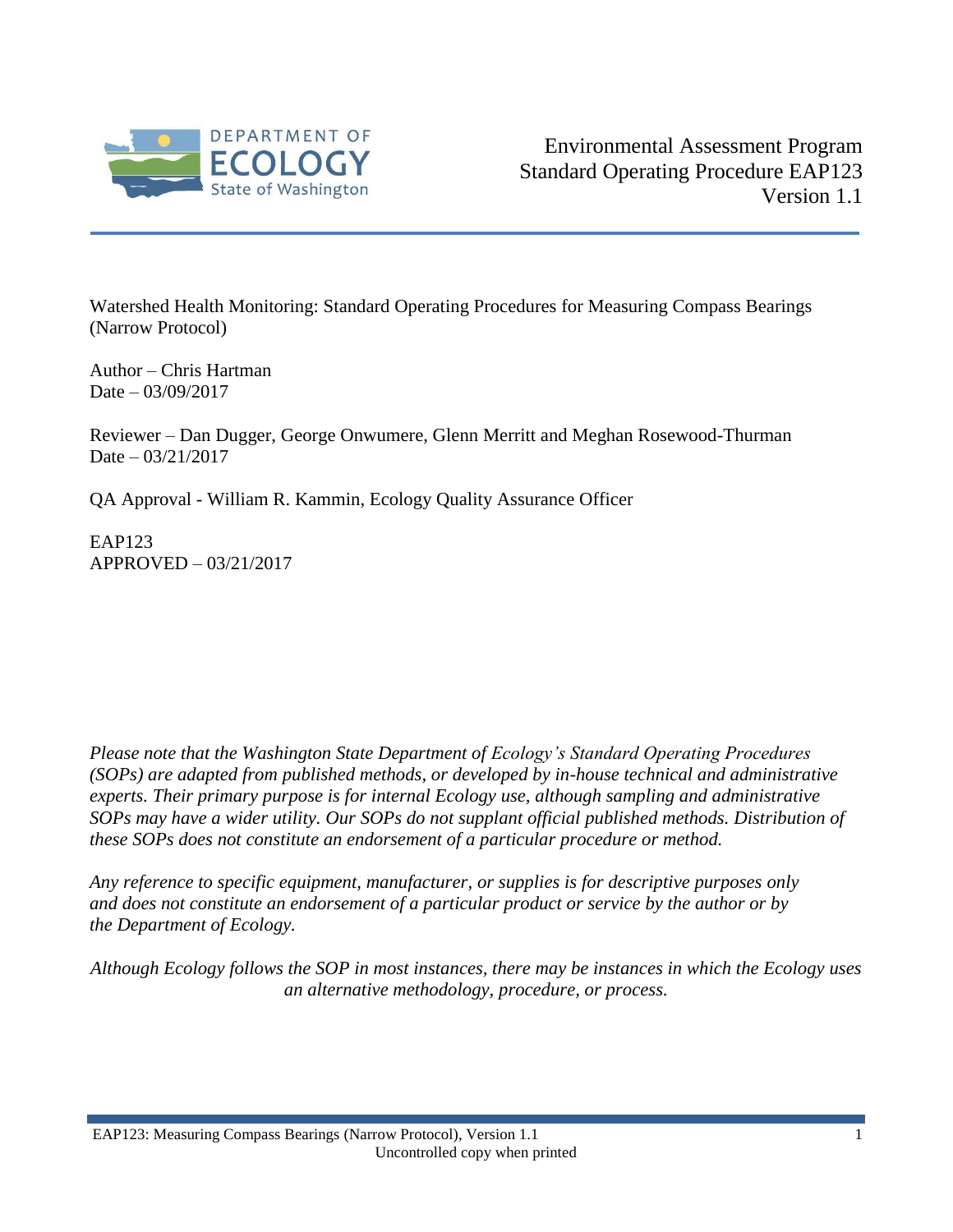Environmental Assessment Program
Standard Operating Procedure EAP123
Version 1.1

Watershed Health Monitoring: Standard Operating Procedures for Measuring Compass Bearings (Narrow Protocol)

Author – Chris Hartman
Date – 03/09/2017

Reviewer – Dan Dugger, George Onwumere, Glenn Merritt and Meghan Rosewood-Thurman
Date – 03/21/2017

QA Approval - William R. Kammin, Ecology Quality Assurance Officer

EAP123
APPROVED – 03/21/2017

*Please note that the Washington State Department of Ecology's Standard Operating Procedures (SOPs) are adapted from published methods, or developed by in-house technical and administrative experts. Their primary purpose is for internal Ecology use, although sampling and administrative SOPs may have a wider utility. Our SOPs do not supplant official published methods. Distribution of these SOPs does not constitute an endorsement of a particular procedure or method.*

*Any reference to specific equipment, manufacturer, or supplies is for descriptive purposes only and does not constitute an endorsement of a particular product or service by the author or by the Department of Ecology.*

*Although Ecology follows the SOP in most instances, there may be instances in which the Ecology uses an alternative methodology, procedure, or process.*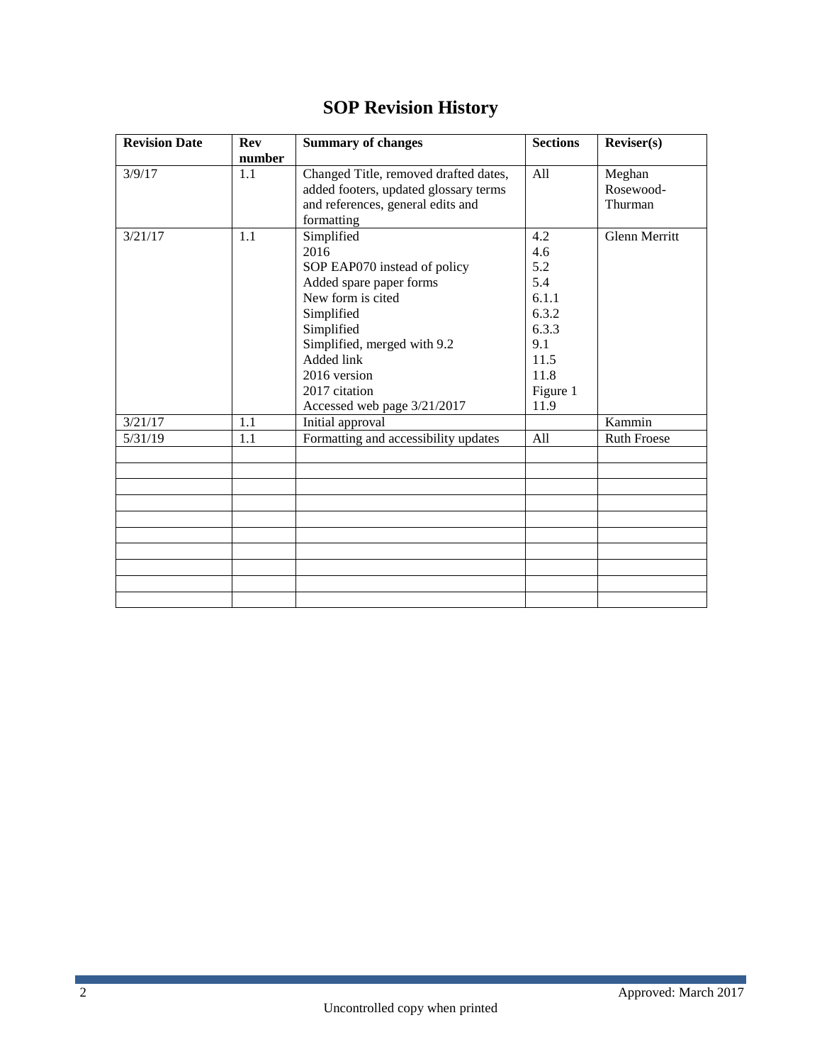# SOP Revision History

| Revision Date | Rev number | Summary of changes | Sections | Reviser(s) |
|---|---|---|---|---|
| 3/9/17 | 1.1 | Changed Title, removed drafted dates, added footers, updated glossary terms and references, general edits and formatting | All | Meghan Rosewood-Thurman |
| 3/21/17 | 1.1 | Simplified<br>2016<br>SOP EAP070 instead of policy<br>Added spare paper forms<br>New form is cited<br>Simplified<br>Simplified<br>Simplified, merged with 9.2<br>Added link<br>2016 version<br>2017 citation<br>Accessed web page 3/21/2017 | 4.2<br>4.6<br>5.2<br>5.4<br>6.1.1<br>6.3.2<br>6.3.3<br>9.1<br>11.5<br>11.8<br>Figure 1<br>11.9 | Glenn Merritt |
| 3/21/17 | 1.1 | Initial approval | | Kammin |
| 5/31/19 | 1.1 | Formatting and accessibility updates | All | Ruth Froese |
| | | | | |
| | | | | |
| | | | | |
| | | | | |
| | | | | |
| | | | | |
| | | | | |
| | | | | |
| | | | | |
| | | | | |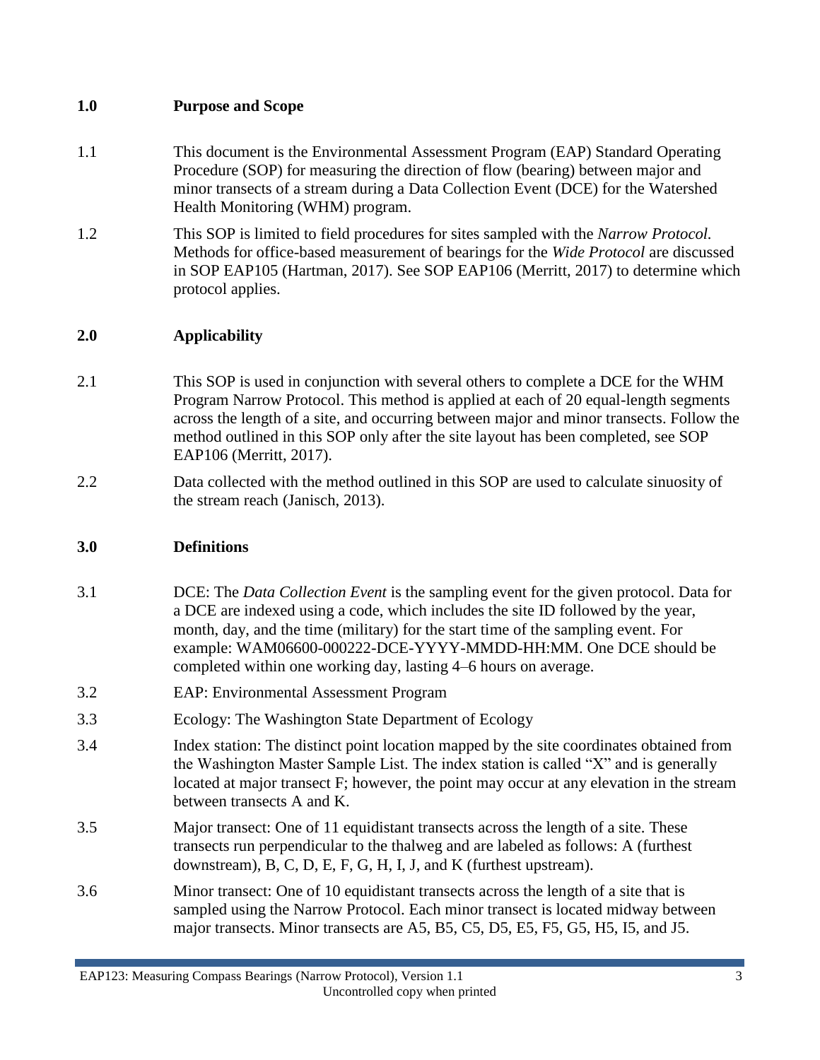## 1.0 Purpose and Scope

1.1 This document is the Environmental Assessment Program (EAP) Standard Operating Procedure (SOP) for measuring the direction of flow (bearing) between major and minor transects of a stream during a Data Collection Event (DCE) for the Watershed Health Monitoring (WHM) program.

1.2 This SOP is limited to field procedures for sites sampled with the *Narrow Protocol.* Methods for office-based measurement of bearings for the *Wide Protocol* are discussed in SOP EAP105 (Hartman, 2017). See SOP EAP106 (Merritt, 2017) to determine which protocol applies.

## 2.0 Applicability

2.1 This SOP is used in conjunction with several others to complete a DCE for the WHM Program Narrow Protocol. This method is applied at each of 20 equal-length segments across the length of a site, and occurring between major and minor transects. Follow the method outlined in this SOP only after the site layout has been completed, see SOP EAP106 (Merritt, 2017).

2.2 Data collected with the method outlined in this SOP are used to calculate sinuosity of the stream reach (Janisch, 2013).

## 3.0 Definitions

3.1 DCE: The *Data Collection Event* is the sampling event for the given protocol. Data for a DCE are indexed using a code, which includes the site ID followed by the year, month, day, and the time (military) for the start time of the sampling event. For example: WAM06600-000222-DCE-YYYY-MMDD-HH:MM. One DCE should be completed within one working day, lasting 4–6 hours on average.

3.2 EAP: Environmental Assessment Program

3.3 Ecology: The Washington State Department of Ecology

3.4 Index station: The distinct point location mapped by the site coordinates obtained from the Washington Master Sample List. The index station is called "X" and is generally located at major transect F; however, the point may occur at any elevation in the stream between transects A and K.

3.5 Major transect: One of 11 equidistant transects across the length of a site. These transects run perpendicular to the thalweg and are labeled as follows: A (furthest downstream), B, C, D, E, F, G, H, I, J, and K (furthest upstream).

3.6 Minor transect: One of 10 equidistant transects across the length of a site that is sampled using the Narrow Protocol. Each minor transect is located midway between major transects. Minor transects are A5, B5, C5, D5, E5, F5, G5, H5, I5, and J5.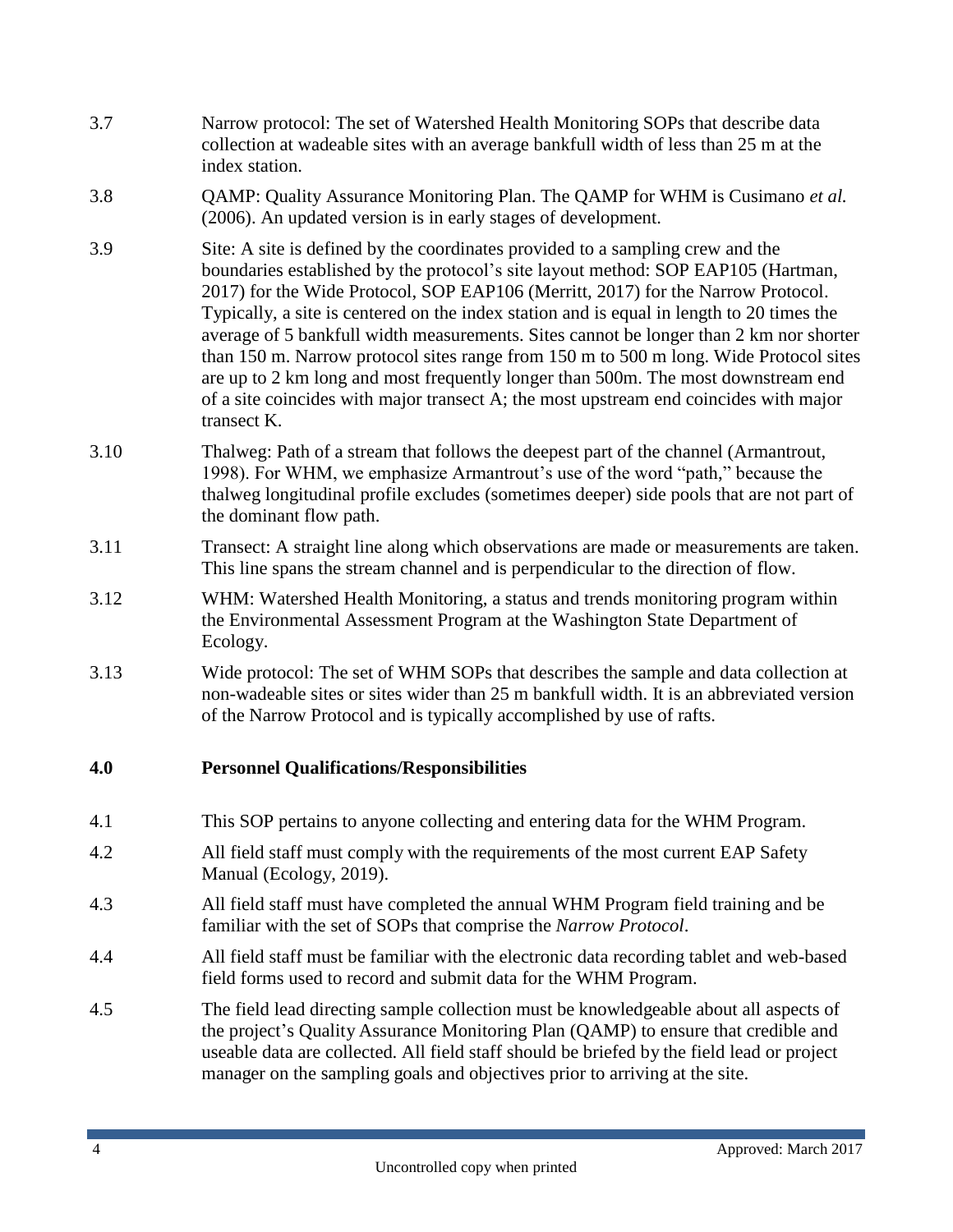3.7 Narrow protocol: The set of Watershed Health Monitoring SOPs that describe data collection at wadeable sites with an average bankfull width of less than 25 m at the index station.

3.8 QAMP: Quality Assurance Monitoring Plan. The QAMP for WHM is Cusimano *et al.* (2006). An updated version is in early stages of development.

3.9 Site: A site is defined by the coordinates provided to a sampling crew and the boundaries established by the protocol's site layout method: SOP EAP105 (Hartman, 2017) for the Wide Protocol, SOP EAP106 (Merritt, 2017) for the Narrow Protocol. Typically, a site is centered on the index station and is equal in length to 20 times the average of 5 bankfull width measurements. Sites cannot be longer than 2 km nor shorter than 150 m. Narrow protocol sites range from 150 m to 500 m long. Wide Protocol sites are up to 2 km long and most frequently longer than 500m. The most downstream end of a site coincides with major transect A; the most upstream end coincides with major transect K.

3.10 Thalweg: Path of a stream that follows the deepest part of the channel (Armantrout, 1998). For WHM, we emphasize Armantrout's use of the word "path," because the thalweg longitudinal profile excludes (sometimes deeper) side pools that are not part of the dominant flow path.

3.11 Transect: A straight line along which observations are made or measurements are taken. This line spans the stream channel and is perpendicular to the direction of flow.

3.12 WHM: Watershed Health Monitoring, a status and trends monitoring program within the Environmental Assessment Program at the Washington State Department of Ecology.

3.13 Wide protocol: The set of WHM SOPs that describes the sample and data collection at non-wadeable sites or sites wider than 25 m bankfull width. It is an abbreviated version of the Narrow Protocol and is typically accomplished by use of rafts.

## 4.0 Personnel Qualifications/Responsibilities

4.1 This SOP pertains to anyone collecting and entering data for the WHM Program.

4.2 All field staff must comply with the requirements of the most current EAP Safety Manual (Ecology, 2019).

4.3 All field staff must have completed the annual WHM Program field training and be familiar with the set of SOPs that comprise the *Narrow Protocol*.

4.4 All field staff must be familiar with the electronic data recording tablet and web-based field forms used to record and submit data for the WHM Program.

4.5 The field lead directing sample collection must be knowledgeable about all aspects of the project's Quality Assurance Monitoring Plan (QAMP) to ensure that credible and useable data are collected. All field staff should be briefed by the field lead or project manager on the sampling goals and objectives prior to arriving at the site.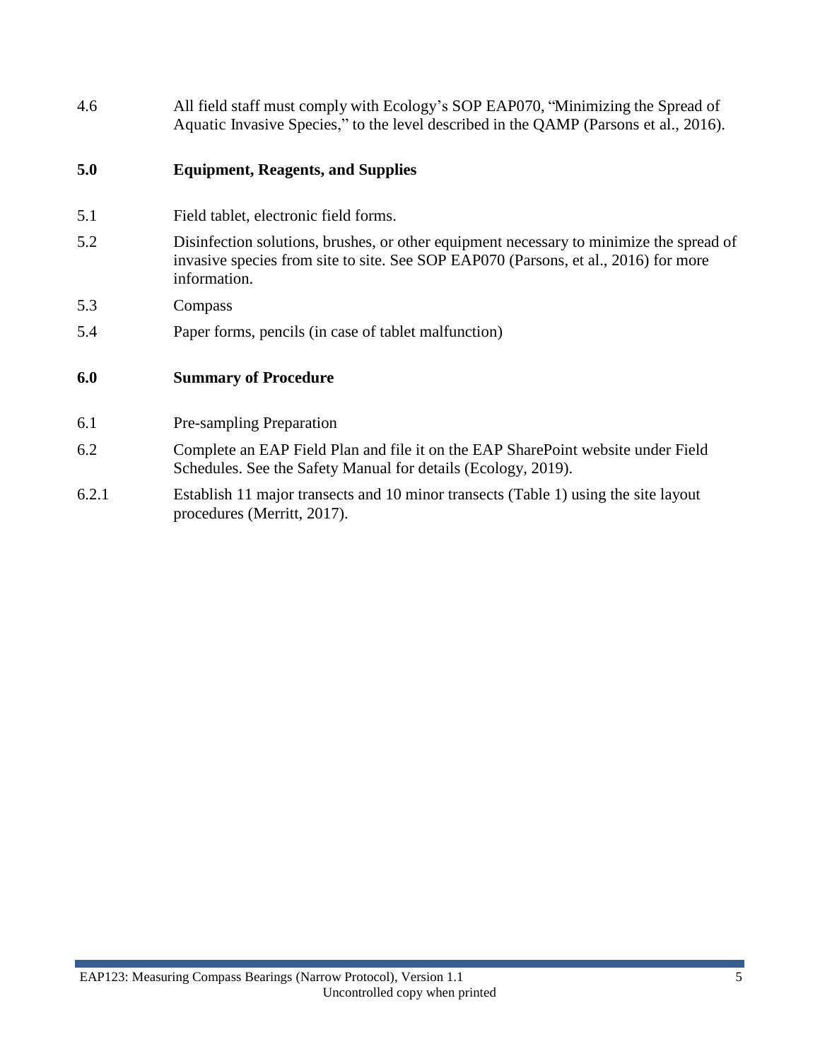4.6 All field staff must comply with Ecology's SOP EAP070, "Minimizing the Spread of Aquatic Invasive Species," to the level described in the QAMP (Parsons et al., 2016).

## 5.0 Equipment, Reagents, and Supplies

5.1 Field tablet, electronic field forms.

5.2 Disinfection solutions, brushes, or other equipment necessary to minimize the spread of invasive species from site to site. See SOP EAP070 (Parsons, et al., 2016) for more information.

5.3 Compass

5.4 Paper forms, pencils (in case of tablet malfunction)

## 6.0 Summary of Procedure

6.1 Pre-sampling Preparation

6.2 Complete an EAP Field Plan and file it on the EAP SharePoint website under Field Schedules. See the Safety Manual for details (Ecology, 2019).

6.2.1 Establish 11 major transects and 10 minor transects (Table 1) using the site layout procedures (Merritt, 2017).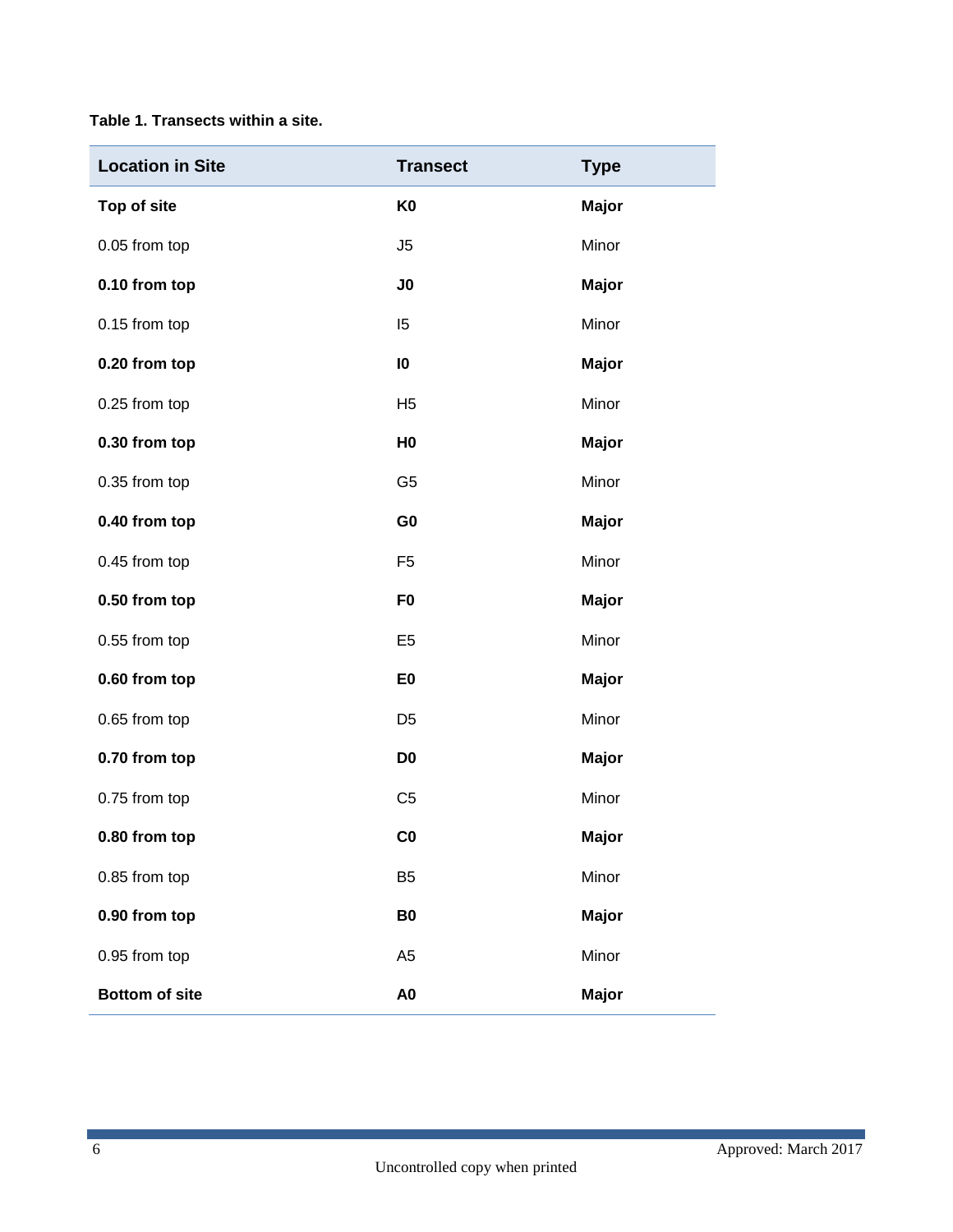**Table 1. Transects within a site.**

| Location in Site | Transect | Type |
|---|---|---|
| **Top of site** | **K0** | **Major** |
| 0.05 from top | J5 | Minor |
| **0.10 from top** | **J0** | **Major** |
| 0.15 from top | I5 | Minor |
| **0.20 from top** | **I0** | **Major** |
| 0.25 from top | H5 | Minor |
| **0.30 from top** | **H0** | **Major** |
| 0.35 from top | G5 | Minor |
| **0.40 from top** | **G0** | **Major** |
| 0.45 from top | F5 | Minor |
| **0.50 from top** | **F0** | **Major** |
| 0.55 from top | E5 | Minor |
| **0.60 from top** | **E0** | **Major** |
| 0.65 from top | D5 | Minor |
| **0.70 from top** | **D0** | **Major** |
| 0.75 from top | C5 | Minor |
| **0.80 from top** | **C0** | **Major** |
| 0.85 from top | B5 | Minor |
| **0.90 from top** | **B0** | **Major** |
| 0.95 from top | A5 | Minor |
| **Bottom of site** | **A0** | **Major** |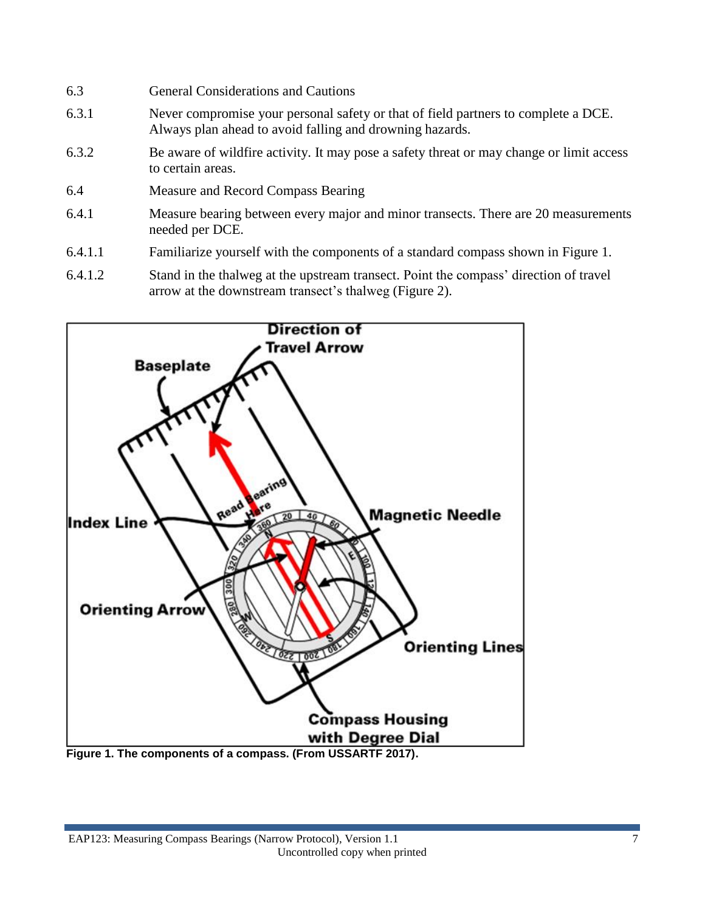6.3 General Considerations and Cautions

6.3.1 Never compromise your personal safety or that of field partners to complete a DCE. Always plan ahead to avoid falling and drowning hazards.

6.3.2 Be aware of wildfire activity. It may pose a safety threat or may change or limit access to certain areas.

6.4 Measure and Record Compass Bearing

6.4.1 Measure bearing between every major and minor transects. There are 20 measurements needed per DCE.

6.4.1.1 Familiarize yourself with the components of a standard compass shown in Figure 1.

6.4.1.2 Stand in the thalweg at the upstream transect. Point the compass' direction of travel arrow at the downstream transect's thalweg (Figure 2).

Direction of Travel Arrow

Baseplate

Read Bearing Here

Index Line

Magnetic Needle

Orienting Arrow

Orienting Lines

Compass Housing with Degree Dial

**Figure 1. The components of a compass. (From USSARTF 2017).**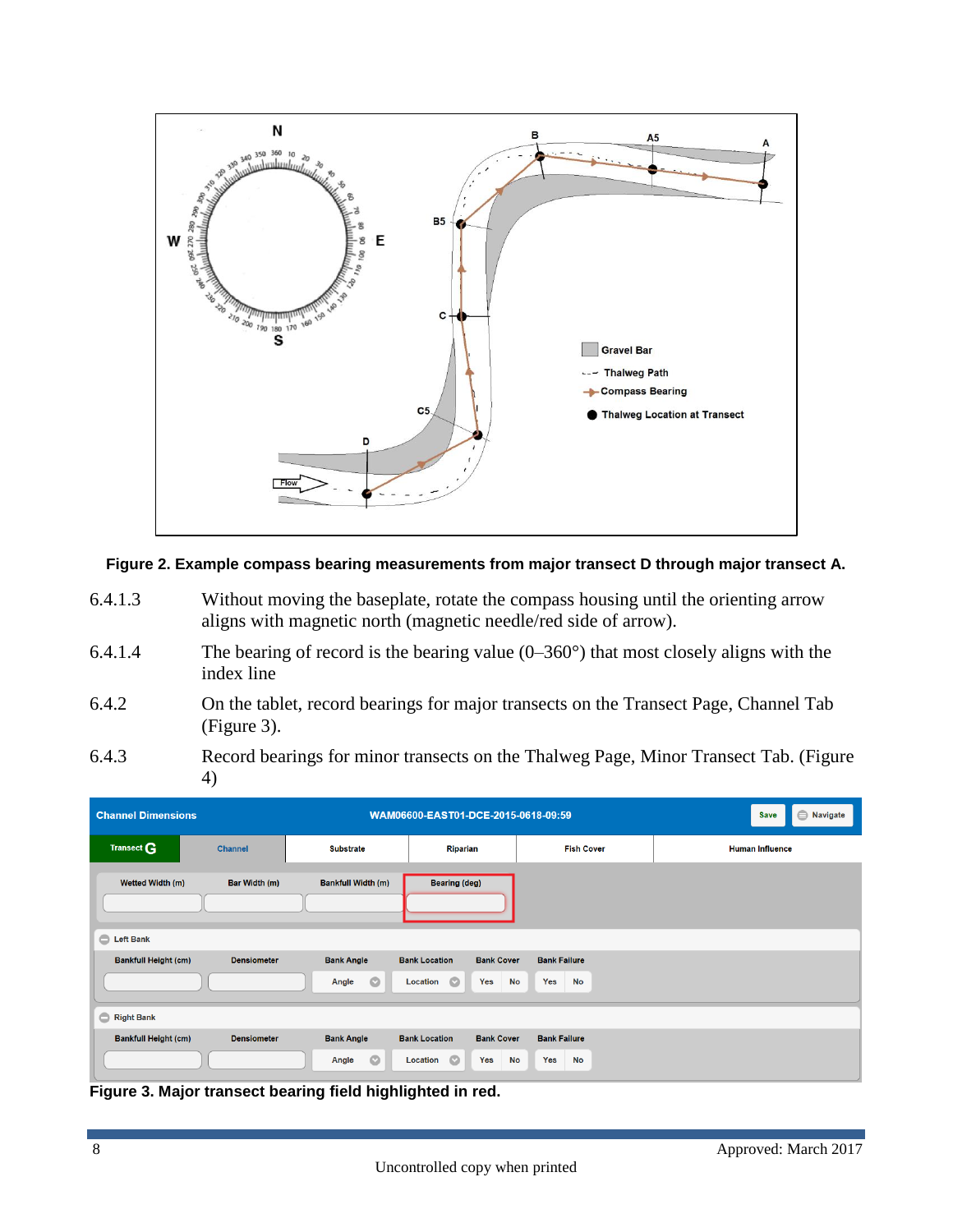N

W

E

S

B

A5

A

B5

C

C5

D

Flow

Gravel Bar

Thalweg Path

Compass Bearing

Thalweg Location at Transect

**Figure 2. Example compass bearing measurements from major transect D through major transect A.**

6.4.1.3 Without moving the baseplate, rotate the compass housing until the orienting arrow aligns with magnetic north (magnetic needle/red side of arrow).

6.4.1.4 The bearing of record is the bearing value (0–360°) that most closely aligns with the index line

6.4.2 On the tablet, record bearings for major transects on the Transect Page, Channel Tab (Figure 3).

6.4.3 Record bearings for minor transects on the Thalweg Page, Minor Transect Tab. (Figure 4)

Channel Dimensions

WAM06600-EAST01-DCE-2015-0618-09:59

Save

Navigate

Transect G

Channel

Substrate

Riparian

Fish Cover

Human Influence

Wetted Width (m)

Bar Width (m)

Bankfull Width (m)

Bearing (deg)

Left Bank

Bankfull Height (cm)

Densiometer

Bank Angle

Bank Location

Bank Cover

Bank Failure

Angle

Location

Yes No

Yes No

Right Bank

Bankfull Height (cm)

Densiometer

Bank Angle

Bank Location

Bank Cover

Bank Failure

Angle

Location

Yes No

Yes No

**Figure 3. Major transect bearing field highlighted in red.**

Approved: March 2017

Uncontrolled copy when printed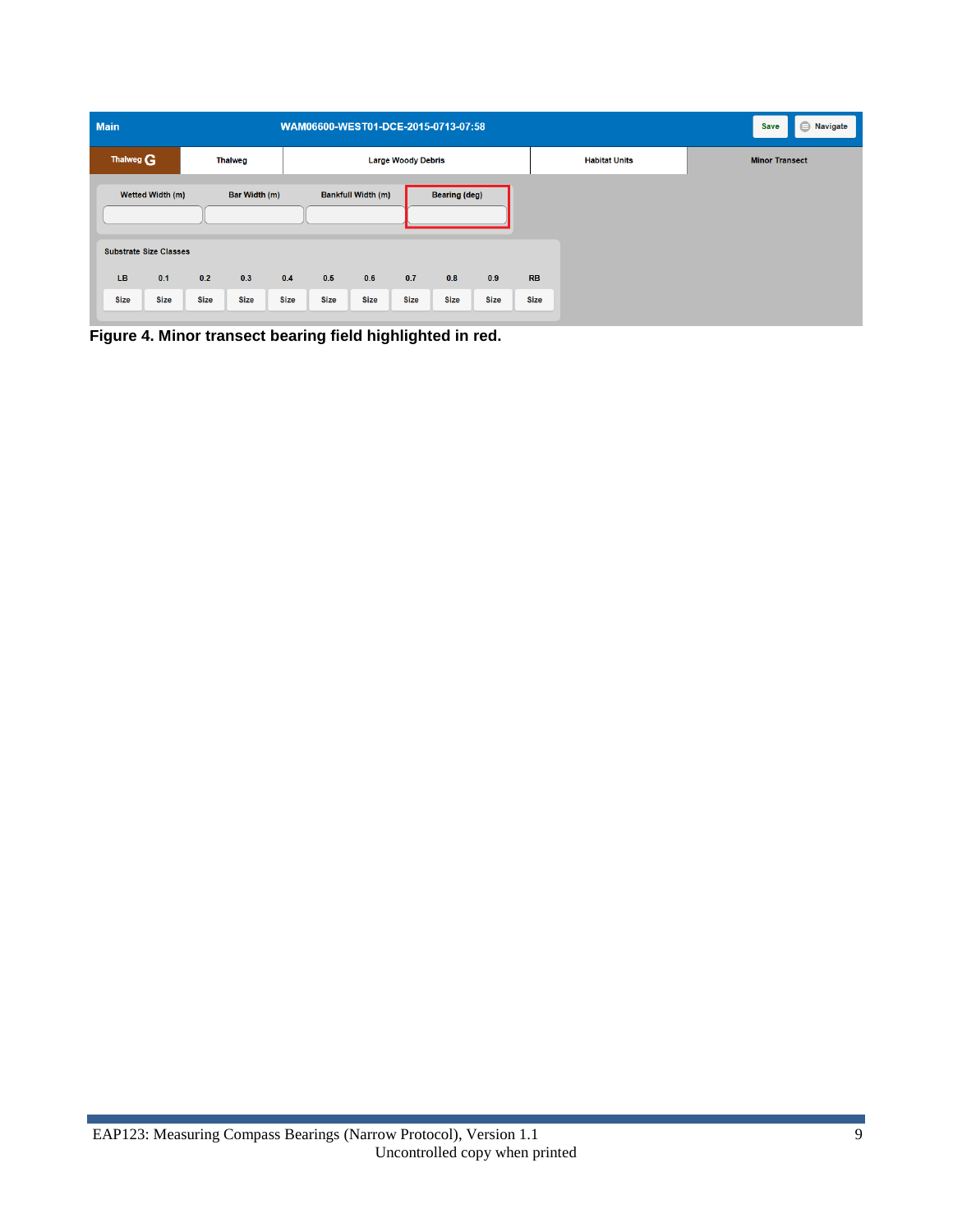Main WAM06600-WEST01-DCE-2015-0713-07:58 Save Navigate

Thalweg G | Thalweg | Large Woody Debris | Habitat Units | Minor Transect

Wetted Width (m) Bar Width (m) Bankfull Width (m) Bearing (deg)

Substrate Size Classes

LB 0.1 0.2 0.3 0.4 0.5 0.6 0.7 0.8 0.9 RB

Size Size Size Size Size Size Size Size Size Size Size

**Figure 4. Minor transect bearing field highlighted in red.**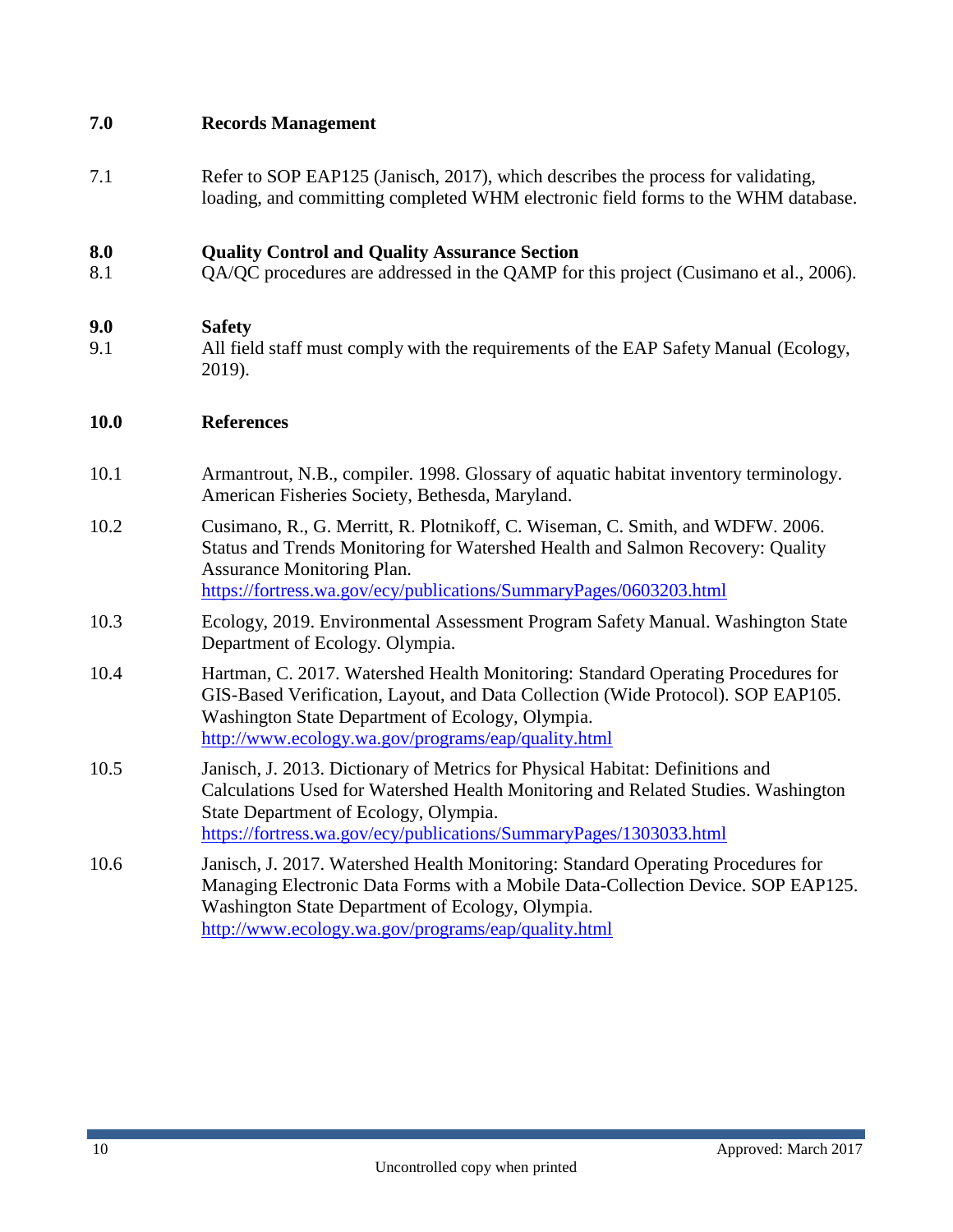## 7.0 Records Management

7.1 Refer to SOP EAP125 (Janisch, 2017), which describes the process for validating, loading, and committing completed WHM electronic field forms to the WHM database.

## 8.0 Quality Control and Quality Assurance Section

8.1 QA/QC procedures are addressed in the QAMP for this project (Cusimano et al., 2006).

## 9.0 Safety

9.1 All field staff must comply with the requirements of the EAP Safety Manual (Ecology, 2019).

## 10.0 References

10.1 Armantrout, N.B., compiler. 1998. Glossary of aquatic habitat inventory terminology. American Fisheries Society, Bethesda, Maryland.

10.2 Cusimano, R., G. Merritt, R. Plotnikoff, C. Wiseman, C. Smith, and WDFW. 2006. Status and Trends Monitoring for Watershed Health and Salmon Recovery: Quality Assurance Monitoring Plan. https://fortress.wa.gov/ecy/publications/SummaryPages/0603203.html

10.3 Ecology, 2019. Environmental Assessment Program Safety Manual. Washington State Department of Ecology. Olympia.

10.4 Hartman, C. 2017. Watershed Health Monitoring: Standard Operating Procedures for GIS-Based Verification, Layout, and Data Collection (Wide Protocol). SOP EAP105. Washington State Department of Ecology, Olympia. http://www.ecology.wa.gov/programs/eap/quality.html

10.5 Janisch, J. 2013. Dictionary of Metrics for Physical Habitat: Definitions and Calculations Used for Watershed Health Monitoring and Related Studies. Washington State Department of Ecology, Olympia. https://fortress.wa.gov/ecy/publications/SummaryPages/1303033.html

10.6 Janisch, J. 2017. Watershed Health Monitoring: Standard Operating Procedures for Managing Electronic Data Forms with a Mobile Data-Collection Device. SOP EAP125. Washington State Department of Ecology, Olympia. http://www.ecology.wa.gov/programs/eap/quality.html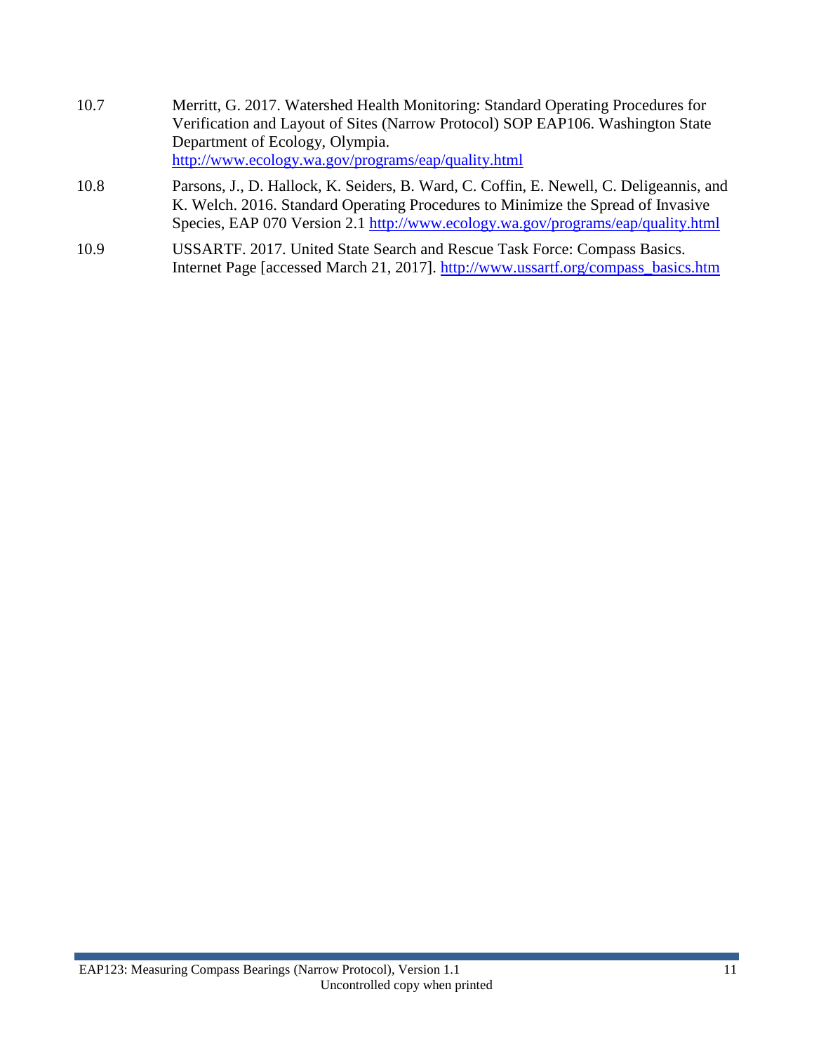10.7 Merritt, G. 2017. Watershed Health Monitoring: Standard Operating Procedures for Verification and Layout of Sites (Narrow Protocol) SOP EAP106. Washington State Department of Ecology, Olympia. http://www.ecology.wa.gov/programs/eap/quality.html

10.8 Parsons, J., D. Hallock, K. Seiders, B. Ward, C. Coffin, E. Newell, C. Deligeannis, and K. Welch. 2016. Standard Operating Procedures to Minimize the Spread of Invasive Species, EAP 070 Version 2.1 http://www.ecology.wa.gov/programs/eap/quality.html

10.9 USSARTF. 2017. United State Search and Rescue Task Force: Compass Basics. Internet Page [accessed March 21, 2017]. http://www.ussartf.org/compass_basics.htm